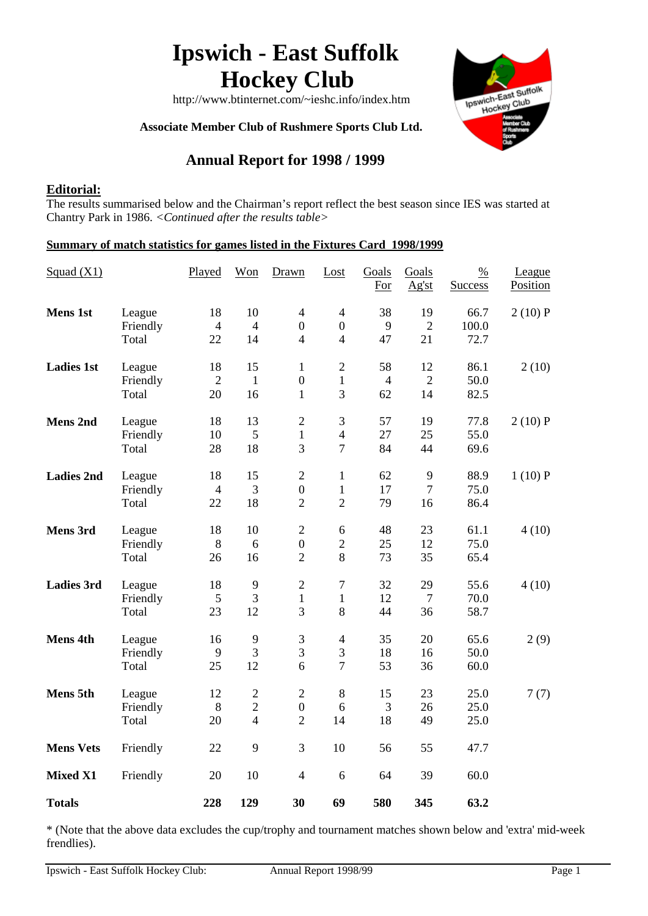# Ipswich - East Suffolk Hockey Club

http://www.btinternet.com/~ieshc.info/index.htm

**Associate Member Club of Rushmere Sports Club Ltd.**

## Annual Report for 1998 / 1999

**Editorial:**

The results summarised below and the Chairman's report reflect the best season since IES was started at Chantry Park in 1986. *<Continued after the results table>*

**Summary of match statistics for games listed in the Fixtures Card 1998/1999**

| Squad (X1) | | Played | Won | Drawn | Lost | Goals For | Goals Ag'st | % Success | League Position |
|---|---|---|---|---|---|---|---|---|---|
| **Mens 1st** | League | 18 | 10 | 4 | 4 | 38 | 19 | 66.7 | 2 (10) P |
| | Friendly | 4 | 4 | 0 | 0 | 9 | 2 | 100.0 | |
| | Total | 22 | 14 | 4 | 4 | 47 | 21 | 72.7 | |
| **Ladies 1st** | League | 18 | 15 | 1 | 2 | 58 | 12 | 86.1 | 2 (10) |
| | Friendly | 2 | 1 | 0 | 1 | 4 | 2 | 50.0 | |
| | Total | 20 | 16 | 1 | 3 | 62 | 14 | 82.5 | |
| **Mens 2nd** | League | 18 | 13 | 2 | 3 | 57 | 19 | 77.8 | 2 (10) P |
| | Friendly | 10 | 5 | 1 | 4 | 27 | 25 | 55.0 | |
| | Total | 28 | 18 | 3 | 7 | 84 | 44 | 69.6 | |
| **Ladies 2nd** | League | 18 | 15 | 2 | 1 | 62 | 9 | 88.9 | 1 (10) P |
| | Friendly | 4 | 3 | 0 | 1 | 17 | 7 | 75.0 | |
| | Total | 22 | 18 | 2 | 2 | 79 | 16 | 86.4 | |
| **Mens 3rd** | League | 18 | 10 | 2 | 6 | 48 | 23 | 61.1 | 4 (10) |
| | Friendly | 8 | 6 | 0 | 2 | 25 | 12 | 75.0 | |
| | Total | 26 | 16 | 2 | 8 | 73 | 35 | 65.4 | |
| **Ladies 3rd** | League | 18 | 9 | 2 | 7 | 32 | 29 | 55.6 | 4 (10) |
| | Friendly | 5 | 3 | 1 | 1 | 12 | 7 | 70.0 | |
| | Total | 23 | 12 | 3 | 8 | 44 | 36 | 58.7 | |
| **Mens 4th** | League | 16 | 9 | 3 | 4 | 35 | 20 | 65.6 | 2 (9) |
| | Friendly | 9 | 3 | 3 | 3 | 18 | 16 | 50.0 | |
| | Total | 25 | 12 | 6 | 7 | 53 | 36 | 60.0 | |
| **Mens 5th** | League | 12 | 2 | 2 | 8 | 15 | 23 | 25.0 | 7 (7) |
| | Friendly | 8 | 2 | 0 | 6 | 3 | 26 | 25.0 | |
| | Total | 20 | 4 | 2 | 14 | 18 | 49 | 25.0 | |
| **Mens Vets** | Friendly | 22 | 9 | 3 | 10 | 56 | 55 | 47.7 | |
| **Mixed X1** | Friendly | 20 | 10 | 4 | 6 | 64 | 39 | 60.0 | |
| **Totals** | | **228** | **129** | **30** | **69** | **580** | **345** | **63.2** | |

* (Note that the above data excludes the cup/trophy and tournament matches shown below and 'extra' mid-week frendlies).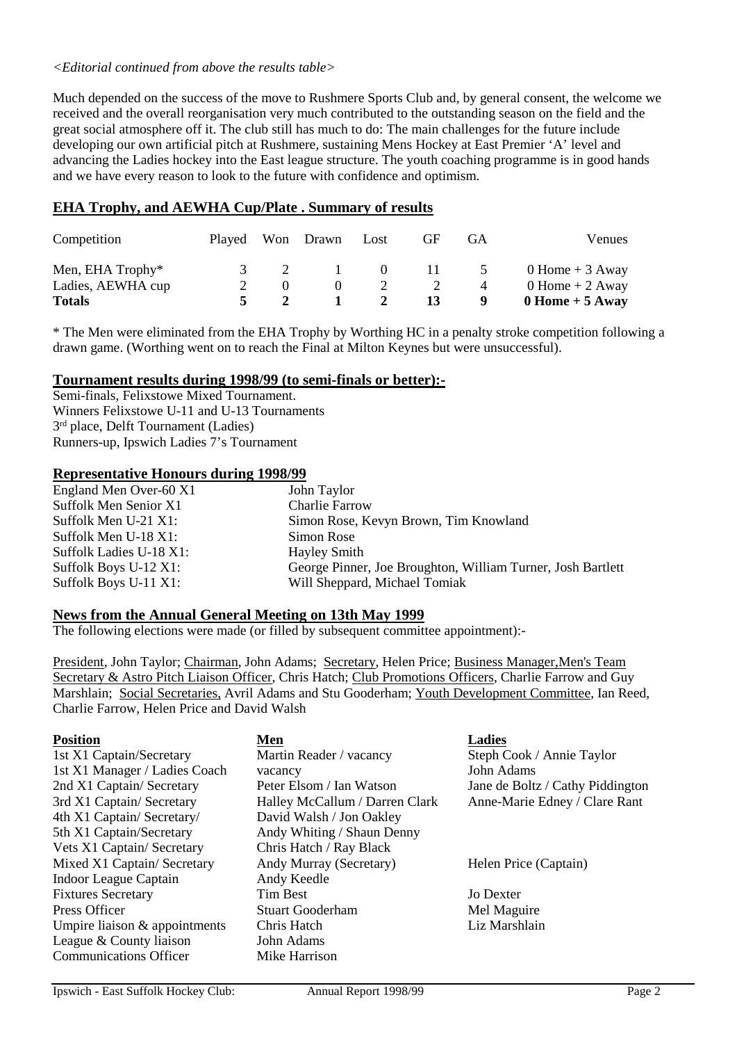*<Editorial continued from above the results table>*

Much depended on the success of the move to Rushmere Sports Club and, by general consent, the welcome we received and the overall reorganisation very much contributed to the outstanding season on the field and the great social atmosphere off it. The club still has much to do: The main challenges for the future include developing our own artificial pitch at Rushmere, sustaining Mens Hockey at East Premier 'A' level and advancing the Ladies hockey into the East league structure. The youth coaching programme is in good hands and we have every reason to look to the future with confidence and optimism.

## EHA Trophy, and AEWHA Cup/Plate . Summary of results

| Competition | Played | Won | Drawn | Lost | GF | GA | Venues |
|---|---|---|---|---|---|---|---|
| Men, EHA Trophy* | 3 | 2 | 1 | 0 | 11 | 5 | 0 Home + 3 Away |
| Ladies, AEWHA cup | 2 | 0 | 0 | 2 | 2 | 4 | 0 Home + 2 Away |
| **Totals** | **5** | **2** | **1** | **2** | **13** | **9** | **0 Home + 5 Away** |

* The Men were eliminated from the EHA Trophy by Worthing HC in a penalty stroke competition following a drawn game. (Worthing went on to reach the Final at Milton Keynes but were unsuccessful).

## Tournament results during 1998/99 (to semi-finals or better):-

Semi-finals, Felixstowe Mixed Tournament.
Winners Felixstowe U-11 and U-13 Tournaments
3rd place, Delft Tournament (Ladies)
Runners-up, Ipswich Ladies 7's Tournament

## Representative Honours during 1998/99

| | |
|---|---|
| England Men Over-60 X1 | John Taylor |
| Suffolk Men Senior X1 | Charlie Farrow |
| Suffolk Men U-21 X1: | Simon Rose, Kevyn Brown, Tim Knowland |
| Suffolk Men U-18 X1: | Simon Rose |
| Suffolk Ladies U-18 X1: | Hayley Smith |
| Suffolk Boys U-12 X1: | George Pinner, Joe Broughton, William Turner, Josh Bartlett |
| Suffolk Boys U-11 X1: | Will Sheppard, Michael Tomiak |

## News from the Annual General Meeting on 13th May 1999

The following elections were made (or filled by subsequent committee appointment):-

President, John Taylor; Chairman, John Adams; Secretary, Helen Price; Business Manager,Men's Team Secretary & Astro Pitch Liaison Officer, Chris Hatch; Club Promotions Officers, Charlie Farrow and Guy Marshlain; Social Secretaries, Avril Adams and Stu Gooderham; Youth Development Committee, Ian Reed, Charlie Farrow, Helen Price and David Walsh

| Position | Men | Ladies |
|---|---|---|
| 1st X1 Captain/Secretary | Martin Reader / vacancy | Steph Cook / Annie Taylor |
| 1st X1 Manager / Ladies Coach | vacancy | John Adams |
| 2nd X1 Captain/ Secretary | Peter Elsom / Ian Watson | Jane de Boltz / Cathy Piddington |
| 3rd X1 Captain/ Secretary | Halley McCallum / Darren Clark | Anne-Marie Edney / Clare Rant |
| 4th X1 Captain/ Secretary/ | David Walsh / Jon Oakley | |
| 5th X1 Captain/Secretary | Andy Whiting / Shaun Denny | |
| Vets X1 Captain/ Secretary | Chris Hatch / Ray Black | |
| Mixed X1 Captain/ Secretary | Andy Murray (Secretary) | Helen Price (Captain) |
| Indoor League Captain | Andy Keedle | |
| Fixtures Secretary | Tim Best | Jo Dexter |
| Press Officer | Stuart Gooderham | Mel Maguire |
| Umpire liaison & appointments | Chris Hatch | Liz Marshlain |
| League & County liaison | John Adams | |
| Communications Officer | Mike Harrison | |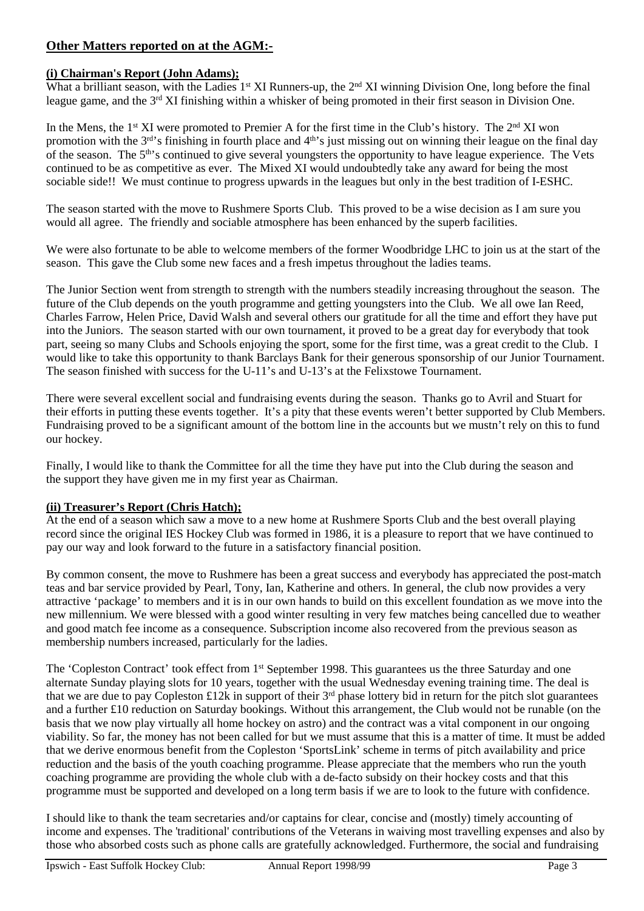## Other Matters reported on at the AGM:-

### (i) Chairman's Report (John Adams);

What a brilliant season, with the Ladies 1st XI Runners-up, the 2nd XI winning Division One, long before the final league game, and the 3rd XI finishing within a whisker of being promoted in their first season in Division One.

In the Mens, the 1st XI were promoted to Premier A for the first time in the Club's history. The 2nd XI won promotion with the 3rd's finishing in fourth place and 4th's just missing out on winning their league on the final day of the season. The 5th's continued to give several youngsters the opportunity to have league experience. The Vets continued to be as competitive as ever. The Mixed XI would undoubtedly take any award for being the most sociable side!! We must continue to progress upwards in the leagues but only in the best tradition of I-ESHC.

The season started with the move to Rushmere Sports Club. This proved to be a wise decision as I am sure you would all agree. The friendly and sociable atmosphere has been enhanced by the superb facilities.

We were also fortunate to be able to welcome members of the former Woodbridge LHC to join us at the start of the season. This gave the Club some new faces and a fresh impetus throughout the ladies teams.

The Junior Section went from strength to strength with the numbers steadily increasing throughout the season. The future of the Club depends on the youth programme and getting youngsters into the Club. We all owe Ian Reed, Charles Farrow, Helen Price, David Walsh and several others our gratitude for all the time and effort they have put into the Juniors. The season started with our own tournament, it proved to be a great day for everybody that took part, seeing so many Clubs and Schools enjoying the sport, some for the first time, was a great credit to the Club. I would like to take this opportunity to thank Barclays Bank for their generous sponsorship of our Junior Tournament. The season finished with success for the U-11's and U-13's at the Felixstowe Tournament.

There were several excellent social and fundraising events during the season. Thanks go to Avril and Stuart for their efforts in putting these events together. It's a pity that these events weren't better supported by Club Members. Fundraising proved to be a significant amount of the bottom line in the accounts but we mustn't rely on this to fund our hockey.

Finally, I would like to thank the Committee for all the time they have put into the Club during the season and the support they have given me in my first year as Chairman.

### (ii) Treasurer's Report (Chris Hatch);

At the end of a season which saw a move to a new home at Rushmere Sports Club and the best overall playing record since the original IES Hockey Club was formed in 1986, it is a pleasure to report that we have continued to pay our way and look forward to the future in a satisfactory financial position.

By common consent, the move to Rushmere has been a great success and everybody has appreciated the post-match teas and bar service provided by Pearl, Tony, Ian, Katherine and others. In general, the club now provides a very attractive 'package' to members and it is in our own hands to build on this excellent foundation as we move into the new millennium. We were blessed with a good winter resulting in very few matches being cancelled due to weather and good match fee income as a consequence. Subscription income also recovered from the previous season as membership numbers increased, particularly for the ladies.

The 'Copleston Contract' took effect from 1st September 1998. This guarantees us the three Saturday and one alternate Sunday playing slots for 10 years, together with the usual Wednesday evening training time. The deal is that we are due to pay Copleston £12k in support of their 3rd phase lottery bid in return for the pitch slot guarantees and a further £10 reduction on Saturday bookings. Without this arrangement, the Club would not be runable (on the basis that we now play virtually all home hockey on astro) and the contract was a vital component in our ongoing viability. So far, the money has not been called for but we must assume that this is a matter of time. It must be added that we derive enormous benefit from the Copleston 'SportsLink' scheme in terms of pitch availability and price reduction and the basis of the youth coaching programme. Please appreciate that the members who run the youth coaching programme are providing the whole club with a de-facto subsidy on their hockey costs and that this programme must be supported and developed on a long term basis if we are to look to the future with confidence.

I should like to thank the team secretaries and/or captains for clear, concise and (mostly) timely accounting of income and expenses. The 'traditional' contributions of the Veterans in waiving most travelling expenses and also by those who absorbed costs such as phone calls are gratefully acknowledged. Furthermore, the social and fundraising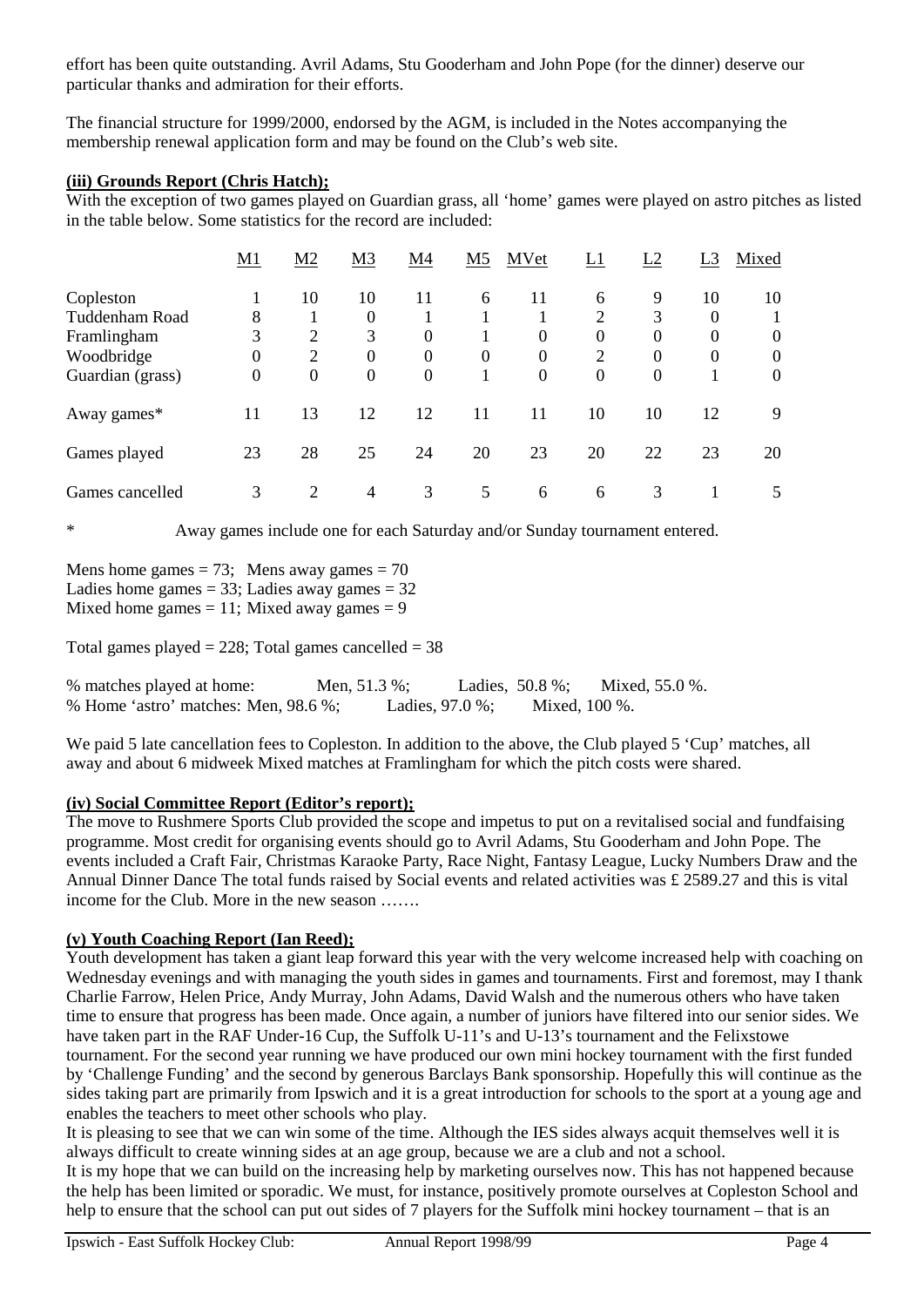effort has been quite outstanding. Avril Adams, Stu Gooderham and John Pope (for the dinner) deserve our particular thanks and admiration for their efforts.

The financial structure for 1999/2000, endorsed by the AGM, is included in the Notes accompanying the membership renewal application form and may be found on the Club's web site.

**(iii) Grounds Report (Chris Hatch);**

With the exception of two games played on Guardian grass, all 'home' games were played on astro pitches as listed in the table below. Some statistics for the record are included:

| | M1 | M2 | M3 | M4 | M5 | MVet | L1 | L2 | L3 | Mixed |
|---|---|---|---|---|---|---|---|---|---|---|
| Copleston | 1 | 10 | 10 | 11 | 6 | 11 | 6 | 9 | 10 | 10 |
| Tuddenham Road | 8 | 1 | 0 | 1 | 1 | 1 | 2 | 3 | 0 | 1 |
| Framlingham | 3 | 2 | 3 | 0 | 1 | 0 | 0 | 0 | 0 | 0 |
| Woodbridge | 0 | 2 | 0 | 0 | 0 | 0 | 2 | 0 | 0 | 0 |
| Guardian (grass) | 0 | 0 | 0 | 0 | 1 | 0 | 0 | 0 | 1 | 0 |
| Away games* | 11 | 13 | 12 | 12 | 11 | 11 | 10 | 10 | 12 | 9 |
| Games played | 23 | 28 | 25 | 24 | 20 | 23 | 20 | 22 | 23 | 20 |
| Games cancelled | 3 | 2 | 4 | 3 | 5 | 6 | 6 | 3 | 1 | 5 |

\* Away games include one for each Saturday and/or Sunday tournament entered.

Mens home games = 73; Mens away games = 70
Ladies home games = 33; Ladies away games = 32
Mixed home games = 11; Mixed away games = 9

Total games played = 228; Total games cancelled = 38

% matches played at home: Men, 51.3 %; Ladies, 50.8 %; Mixed, 55.0 %.
% Home 'astro' matches: Men, 98.6 %; Ladies, 97.0 %; Mixed, 100 %.

We paid 5 late cancellation fees to Copleston. In addition to the above, the Club played 5 'Cup' matches, all away and about 6 midweek Mixed matches at Framlingham for which the pitch costs were shared.

**(iv) Social Committee Report (Editor's report);**

The move to Rushmere Sports Club provided the scope and impetus to put on a revitalised social and fundfaising programme. Most credit for organising events should go to Avril Adams, Stu Gooderham and John Pope. The events included a Craft Fair, Christmas Karaoke Party, Race Night, Fantasy League, Lucky Numbers Draw and the Annual Dinner Dance The total funds raised by Social events and related activities was £ 2589.27 and this is vital income for the Club. More in the new season …….

**(v) Youth Coaching Report (Ian Reed);**

Youth development has taken a giant leap forward this year with the very welcome increased help with coaching on Wednesday evenings and with managing the youth sides in games and tournaments. First and foremost, may I thank Charlie Farrow, Helen Price, Andy Murray, John Adams, David Walsh and the numerous others who have taken time to ensure that progress has been made. Once again, a number of juniors have filtered into our senior sides. We have taken part in the RAF Under-16 Cup, the Suffolk U-11's and U-13's tournament and the Felixstowe tournament. For the second year running we have produced our own mini hockey tournament with the first funded by 'Challenge Funding' and the second by generous Barclays Bank sponsorship. Hopefully this will continue as the sides taking part are primarily from Ipswich and it is a great introduction for schools to the sport at a young age and enables the teachers to meet other schools who play.

It is pleasing to see that we can win some of the time. Although the IES sides always acquit themselves well it is always difficult to create winning sides at an age group, because we are a club and not a school.

It is my hope that we can build on the increasing help by marketing ourselves now. This has not happened because the help has been limited or sporadic. We must, for instance, positively promote ourselves at Copleston School and help to ensure that the school can put out sides of 7 players for the Suffolk mini hockey tournament – that is an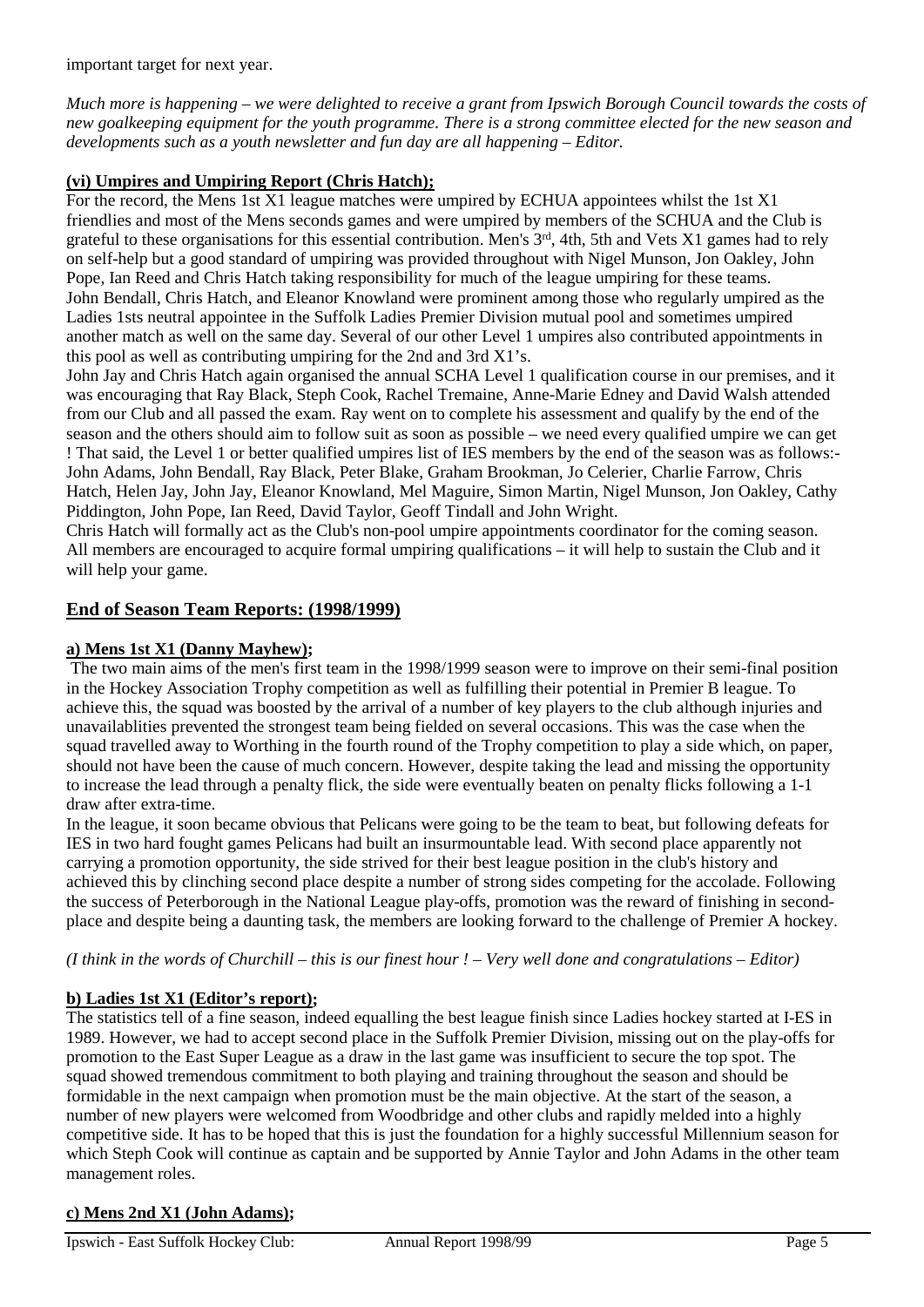important target for next year.

*Much more is happening – we were delighted to receive a grant from Ipswich Borough Council towards the costs of new goalkeeping equipment for the youth programme. There is a strong committee elected for the new season and developments such as a youth newsletter and fun day are all happening – Editor.*

**(vi) Umpires and Umpiring Report (Chris Hatch);**

For the record, the Mens 1st X1 league matches were umpired by ECHUA appointees whilst the 1st X1 friendlies and most of the Mens seconds games and were umpired by members of the SCHUA and the Club is grateful to these organisations for this essential contribution. Men's 3rd, 4th, 5th and Vets X1 games had to rely on self-help but a good standard of umpiring was provided throughout with Nigel Munson, Jon Oakley, John Pope, Ian Reed and Chris Hatch taking responsibility for much of the league umpiring for these teams.
John Bendall, Chris Hatch, and Eleanor Knowland were prominent among those who regularly umpired as the Ladies 1sts neutral appointee in the Suffolk Ladies Premier Division mutual pool and sometimes umpired another match as well on the same day. Several of our other Level 1 umpires also contributed appointments in this pool as well as contributing umpiring for the 2nd and 3rd X1's.
John Jay and Chris Hatch again organised the annual SCHA Level 1 qualification course in our premises, and it was encouraging that Ray Black, Steph Cook, Rachel Tremaine, Anne-Marie Edney and David Walsh attended from our Club and all passed the exam. Ray went on to complete his assessment and qualify by the end of the season and the others should aim to follow suit as soon as possible – we need every qualified umpire we can get ! That said, the Level 1 or better qualified umpires list of IES members by the end of the season was as follows:- John Adams, John Bendall, Ray Black, Peter Blake, Graham Brookman, Jo Celerier, Charlie Farrow, Chris Hatch, Helen Jay, John Jay, Eleanor Knowland, Mel Maguire, Simon Martin, Nigel Munson, Jon Oakley, Cathy Piddington, John Pope, Ian Reed, David Taylor, Geoff Tindall and John Wright.
Chris Hatch will formally act as the Club's non-pool umpire appointments coordinator for the coming season. All members are encouraged to acquire formal umpiring qualifications – it will help to sustain the Club and it will help your game.

## End of Season Team Reports: (1998/1999)

**a) Mens 1st X1 (Danny Mayhew);**

The two main aims of the men's first team in the 1998/1999 season were to improve on their semi-final position in the Hockey Association Trophy competition as well as fulfilling their potential in Premier B league. To achieve this, the squad was boosted by the arrival of a number of key players to the club although injuries and unavailablities prevented the strongest team being fielded on several occasions. This was the case when the squad travelled away to Worthing in the fourth round of the Trophy competition to play a side which, on paper, should not have been the cause of much concern. However, despite taking the lead and missing the opportunity to increase the lead through a penalty flick, the side were eventually beaten on penalty flicks following a 1-1 draw after extra-time.
In the league, it soon became obvious that Pelicans were going to be the team to beat, but following defeats for IES in two hard fought games Pelicans had built an insurmountable lead. With second place apparently not carrying a promotion opportunity, the side strived for their best league position in the club's history and achieved this by clinching second place despite a number of strong sides competing for the accolade. Following the success of Peterborough in the National League play-offs, promotion was the reward of finishing in second-place and despite being a daunting task, the members are looking forward to the challenge of Premier A hockey.

*(I think in the words of Churchill – this is our finest hour ! – Very well done and congratulations – Editor)*

**b) Ladies 1st X1 (Editor's report);**

The statistics tell of a fine season, indeed equalling the best league finish since Ladies hockey started at I-ES in 1989. However, we had to accept second place in the Suffolk Premier Division, missing out on the play-offs for promotion to the East Super League as a draw in the last game was insufficient to secure the top spot. The squad showed tremendous commitment to both playing and training throughout the season and should be formidable in the next campaign when promotion must be the main objective. At the start of the season, a number of new players were welcomed from Woodbridge and other clubs and rapidly melded into a highly competitive side. It has to be hoped that this is just the foundation for a highly successful Millennium season for which Steph Cook will continue as captain and be supported by Annie Taylor and John Adams in the other team management roles.

**c) Mens 2nd X1 (John Adams);**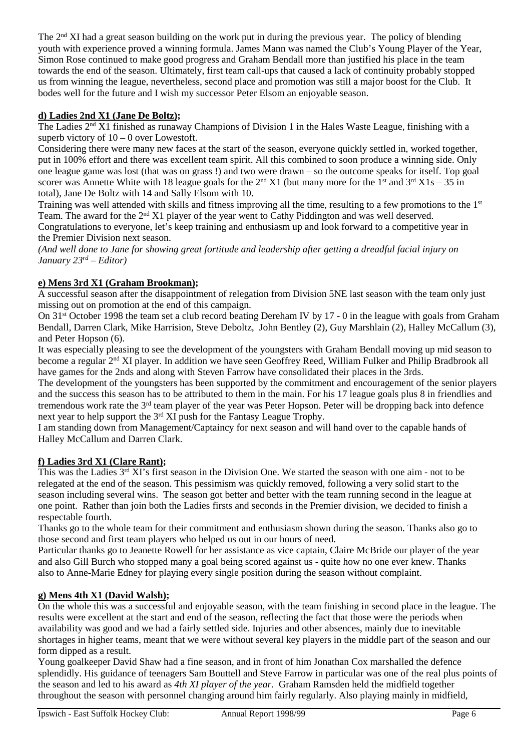The 2nd XI had a great season building on the work put in during the previous year. The policy of blending youth with experience proved a winning formula. James Mann was named the Club's Young Player of the Year, Simon Rose continued to make good progress and Graham Bendall more than justified his place in the team towards the end of the season. Ultimately, first team call-ups that caused a lack of continuity probably stopped us from winning the league, nevertheless, second place and promotion was still a major boost for the Club. It bodes well for the future and I wish my successor Peter Elsom an enjoyable season.

### **d) Ladies 2nd X1 (Jane De Boltz);**

The Ladies 2nd X1 finished as runaway Champions of Division 1 in the Hales Waste League, finishing with a superb victory of 10 – 0 over Lowestoft.

Considering there were many new faces at the start of the season, everyone quickly settled in, worked together, put in 100% effort and there was excellent team spirit. All this combined to soon produce a winning side. Only one league game was lost (that was on grass !) and two were drawn – so the outcome speaks for itself. Top goal scorer was Annette White with 18 league goals for the 2nd X1 (but many more for the 1st and 3rd X1s – 35 in total), Jane De Boltz with 14 and Sally Elsom with 10.

Training was well attended with skills and fitness improving all the time, resulting to a few promotions to the 1st Team. The award for the 2nd X1 player of the year went to Cathy Piddington and was well deserved.

Congratulations to everyone, let's keep training and enthusiasm up and look forward to a competitive year in the Premier Division next season.

*(And well done to Jane for showing great fortitude and leadership after getting a dreadful facial injury on January 23rd – Editor)*

### **e) Mens 3rd X1 (Graham Brookman);**

A successful season after the disappointment of relegation from Division 5NE last season with the team only just missing out on promotion at the end of this campaign.

On 31st October 1998 the team set a club record beating Dereham IV by 17 - 0 in the league with goals from Graham Bendall, Darren Clark, Mike Harrision, Steve Deboltz, John Bentley (2), Guy Marshlain (2), Halley McCallum (3), and Peter Hopson (6).

It was especially pleasing to see the development of the youngsters with Graham Bendall moving up mid season to become a regular 2nd XI player. In addition we have seen Geoffrey Reed, William Fulker and Philip Bradbrook all have games for the 2nds and along with Steven Farrow have consolidated their places in the 3rds.

The development of the youngsters has been supported by the commitment and encouragement of the senior players and the success this season has to be attributed to them in the main. For his 17 league goals plus 8 in friendlies and tremendous work rate the 3rd team player of the year was Peter Hopson. Peter will be dropping back into defence next year to help support the 3rd XI push for the Fantasy League Trophy.

I am standing down from Management/Captaincy for next season and will hand over to the capable hands of Halley McCallum and Darren Clark.

### **f) Ladies 3rd X1 (Clare Rant);**

This was the Ladies 3rd XI's first season in the Division One. We started the season with one aim - not to be relegated at the end of the season. This pessimism was quickly removed, following a very solid start to the season including several wins. The season got better and better with the team running second in the league at one point. Rather than join both the Ladies firsts and seconds in the Premier division, we decided to finish a respectable fourth.

Thanks go to the whole team for their commitment and enthusiasm shown during the season. Thanks also go to those second and first team players who helped us out in our hours of need.

Particular thanks go to Jeanette Rowell for her assistance as vice captain, Claire McBride our player of the year and also Gill Burch who stopped many a goal being scored against us - quite how no one ever knew. Thanks also to Anne-Marie Edney for playing every single position during the season without complaint.

### **g) Mens 4th X1 (David Walsh);**

On the whole this was a successful and enjoyable season, with the team finishing in second place in the league. The results were excellent at the start and end of the season, reflecting the fact that those were the periods when availability was good and we had a fairly settled side. Injuries and other absences, mainly due to inevitable shortages in higher teams, meant that we were without several key players in the middle part of the season and our form dipped as a result.

Young goalkeeper David Shaw had a fine season, and in front of him Jonathan Cox marshalled the defence splendidly. His guidance of teenagers Sam Bouttell and Steve Farrow in particular was one of the real plus points of the season and led to his award as *4th XI player of the year.* Graham Ramsden held the midfield together throughout the season with personnel changing around him fairly regularly. Also playing mainly in midfield,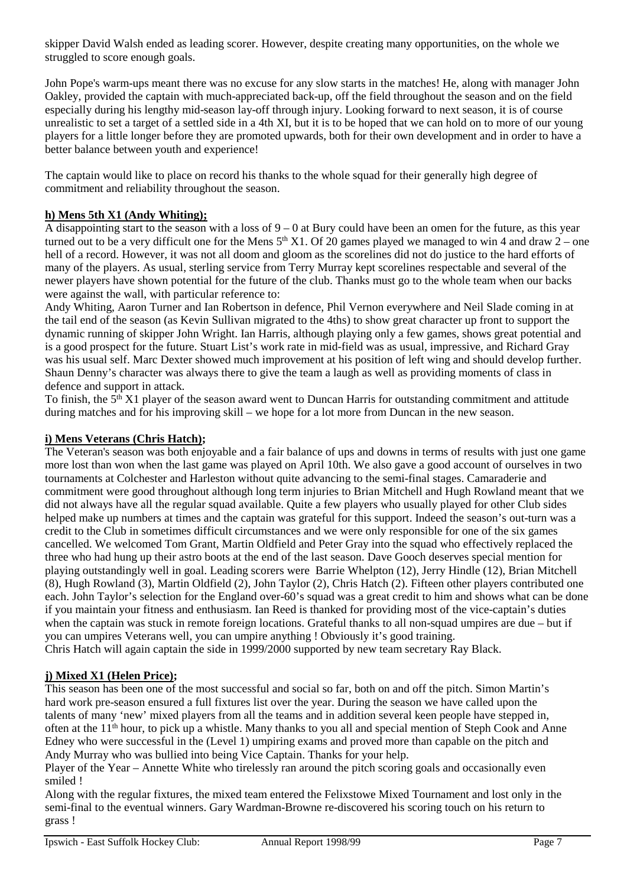skipper David Walsh ended as leading scorer. However, despite creating many opportunities, on the whole we struggled to score enough goals.

John Pope's warm-ups meant there was no excuse for any slow starts in the matches! He, along with manager John Oakley, provided the captain with much-appreciated back-up, off the field throughout the season and on the field especially during his lengthy mid-season lay-off through injury. Looking forward to next season, it is of course unrealistic to set a target of a settled side in a 4th XI, but it is to be hoped that we can hold on to more of our young players for a little longer before they are promoted upwards, both for their own development and in order to have a better balance between youth and experience!

The captain would like to place on record his thanks to the whole squad for their generally high degree of commitment and reliability throughout the season.

**h) Mens 5th X1 (Andy Whiting);**

A disappointing start to the season with a loss of 9 – 0 at Bury could have been an omen for the future, as this year turned out to be a very difficult one for the Mens 5th X1. Of 20 games played we managed to win 4 and draw 2 – one hell of a record. However, it was not all doom and gloom as the scorelines did not do justice to the hard efforts of many of the players. As usual, sterling service from Terry Murray kept scorelines respectable and several of the newer players have shown potential for the future of the club. Thanks must go to the whole team when our backs were against the wall, with particular reference to:

Andy Whiting, Aaron Turner and Ian Robertson in defence, Phil Vernon everywhere and Neil Slade coming in at the tail end of the season (as Kevin Sullivan migrated to the 4ths) to show great character up front to support the dynamic running of skipper John Wright. Ian Harris, although playing only a few games, shows great potential and is a good prospect for the future. Stuart List's work rate in mid-field was as usual, impressive, and Richard Gray was his usual self. Marc Dexter showed much improvement at his position of left wing and should develop further. Shaun Denny's character was always there to give the team a laugh as well as providing moments of class in defence and support in attack.

To finish, the 5th X1 player of the season award went to Duncan Harris for outstanding commitment and attitude during matches and for his improving skill – we hope for a lot more from Duncan in the new season.

**i) Mens Veterans (Chris Hatch);**

The Veteran's season was both enjoyable and a fair balance of ups and downs in terms of results with just one game more lost than won when the last game was played on April 10th. We also gave a good account of ourselves in two tournaments at Colchester and Harleston without quite advancing to the semi-final stages. Camaraderie and commitment were good throughout although long term injuries to Brian Mitchell and Hugh Rowland meant that we did not always have all the regular squad available. Quite a few players who usually played for other Club sides helped make up numbers at times and the captain was grateful for this support. Indeed the season's out-turn was a credit to the Club in sometimes difficult circumstances and we were only responsible for one of the six games cancelled. We welcomed Tom Grant, Martin Oldfield and Peter Gray into the squad who effectively replaced the three who had hung up their astro boots at the end of the last season. Dave Gooch deserves special mention for playing outstandingly well in goal. Leading scorers were Barrie Whelpton (12), Jerry Hindle (12), Brian Mitchell (8), Hugh Rowland (3), Martin Oldfield (2), John Taylor (2), Chris Hatch (2). Fifteen other players contributed one each. John Taylor's selection for the England over-60's squad was a great credit to him and shows what can be done if you maintain your fitness and enthusiasm. Ian Reed is thanked for providing most of the vice-captain's duties when the captain was stuck in remote foreign locations. Grateful thanks to all non-squad umpires are due – but if you can umpires Veterans well, you can umpire anything ! Obviously it's good training.

Chris Hatch will again captain the side in 1999/2000 supported by new team secretary Ray Black.

**j) Mixed X1 (Helen Price);**

This season has been one of the most successful and social so far, both on and off the pitch. Simon Martin's hard work pre-season ensured a full fixtures list over the year. During the season we have called upon the talents of many 'new' mixed players from all the teams and in addition several keen people have stepped in, often at the 11th hour, to pick up a whistle. Many thanks to you all and special mention of Steph Cook and Anne Edney who were successful in the (Level 1) umpiring exams and proved more than capable on the pitch and Andy Murray who was bullied into being Vice Captain. Thanks for your help.

Player of the Year – Annette White who tirelessly ran around the pitch scoring goals and occasionally even smiled !

Along with the regular fixtures, the mixed team entered the Felixstowe Mixed Tournament and lost only in the semi-final to the eventual winners. Gary Wardman-Browne re-discovered his scoring touch on his return to grass !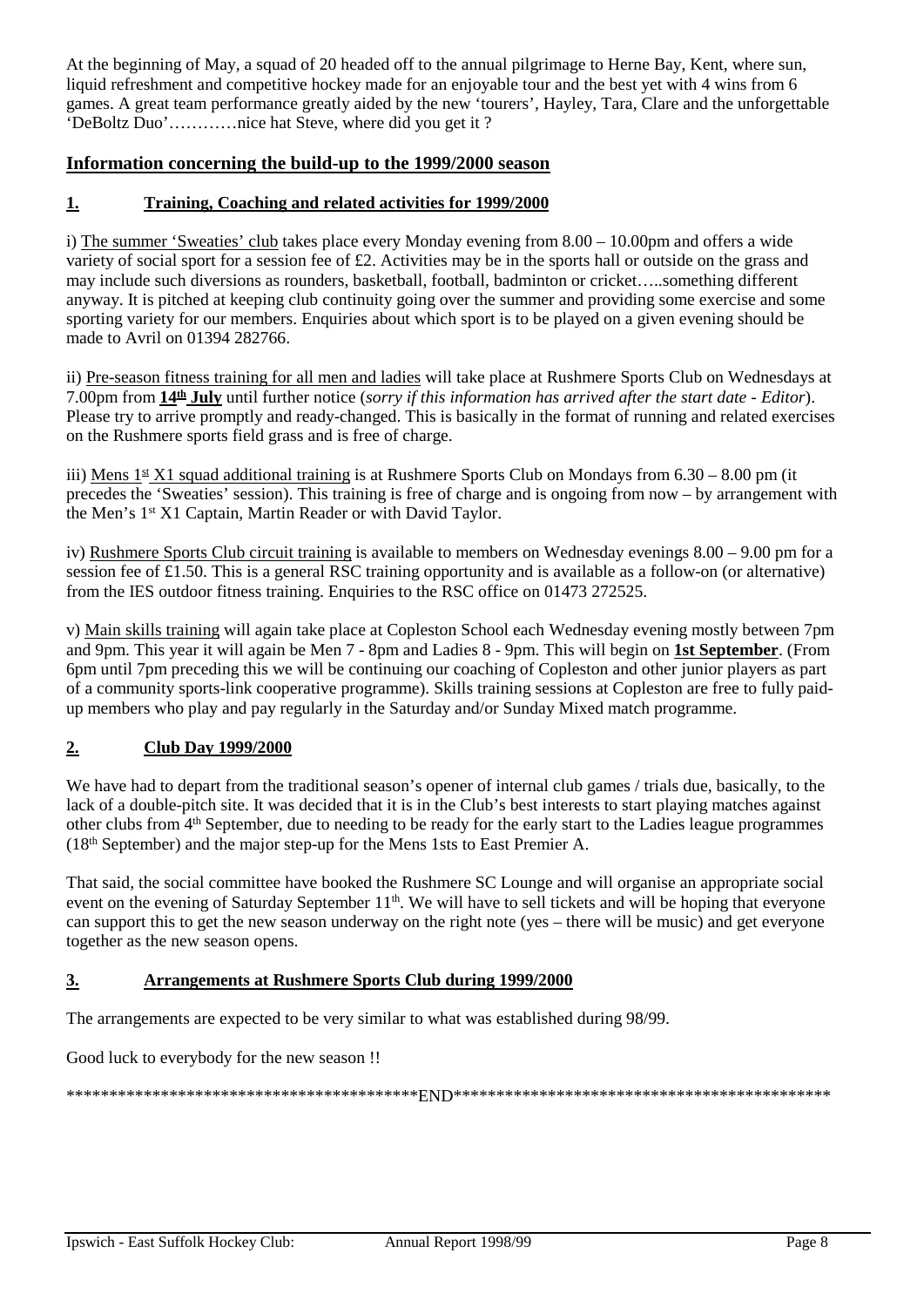At the beginning of May, a squad of 20 headed off to the annual pilgrimage to Herne Bay, Kent, where sun, liquid refreshment and competitive hockey made for an enjoyable tour and the best yet with 4 wins from 6 games. A great team performance greatly aided by the new 'tourers', Hayley, Tara, Clare and the unforgettable 'DeBoltz Duo'…………nice hat Steve, where did you get it ?

## Information concerning the build-up to the 1999/2000 season

### 1. Training, Coaching and related activities for 1999/2000

i) The summer 'Sweaties' club takes place every Monday evening from 8.00 – 10.00pm and offers a wide variety of social sport for a session fee of £2. Activities may be in the sports hall or outside on the grass and may include such diversions as rounders, basketball, football, badminton or cricket…..something different anyway. It is pitched at keeping club continuity going over the summer and providing some exercise and some sporting variety for our members. Enquiries about which sport is to be played on a given evening should be made to Avril on 01394 282766.

ii) Pre-season fitness training for all men and ladies will take place at Rushmere Sports Club on Wednesdays at 7.00pm from **14th July** until further notice (*sorry if this information has arrived after the start date - Editor*). Please try to arrive promptly and ready-changed. This is basically in the format of running and related exercises on the Rushmere sports field grass and is free of charge.

iii) Mens 1st X1 squad additional training is at Rushmere Sports Club on Mondays from 6.30 – 8.00 pm (it precedes the 'Sweaties' session). This training is free of charge and is ongoing from now – by arrangement with the Men's 1st X1 Captain, Martin Reader or with David Taylor.

iv) Rushmere Sports Club circuit training is available to members on Wednesday evenings 8.00 – 9.00 pm for a session fee of £1.50. This is a general RSC training opportunity and is available as a follow-on (or alternative) from the IES outdoor fitness training. Enquiries to the RSC office on 01473 272525.

v) Main skills training will again take place at Copleston School each Wednesday evening mostly between 7pm and 9pm. This year it will again be Men 7 - 8pm and Ladies 8 - 9pm. This will begin on **1st September**. (From 6pm until 7pm preceding this we will be continuing our coaching of Copleston and other junior players as part of a community sports-link cooperative programme). Skills training sessions at Copleston are free to fully paid-up members who play and pay regularly in the Saturday and/or Sunday Mixed match programme.

### 2. Club Day 1999/2000

We have had to depart from the traditional season's opener of internal club games / trials due, basically, to the lack of a double-pitch site. It was decided that it is in the Club's best interests to start playing matches against other clubs from 4th September, due to needing to be ready for the early start to the Ladies league programmes (18th September) and the major step-up for the Mens 1sts to East Premier A.

That said, the social committee have booked the Rushmere SC Lounge and will organise an appropriate social event on the evening of Saturday September 11th. We will have to sell tickets and will be hoping that everyone can support this to get the new season underway on the right note (yes – there will be music) and get everyone together as the new season opens.

### 3. Arrangements at Rushmere Sports Club during 1999/2000

The arrangements are expected to be very similar to what was established during 98/99.

Good luck to everybody for the new season !!

******************************************END*********************************************